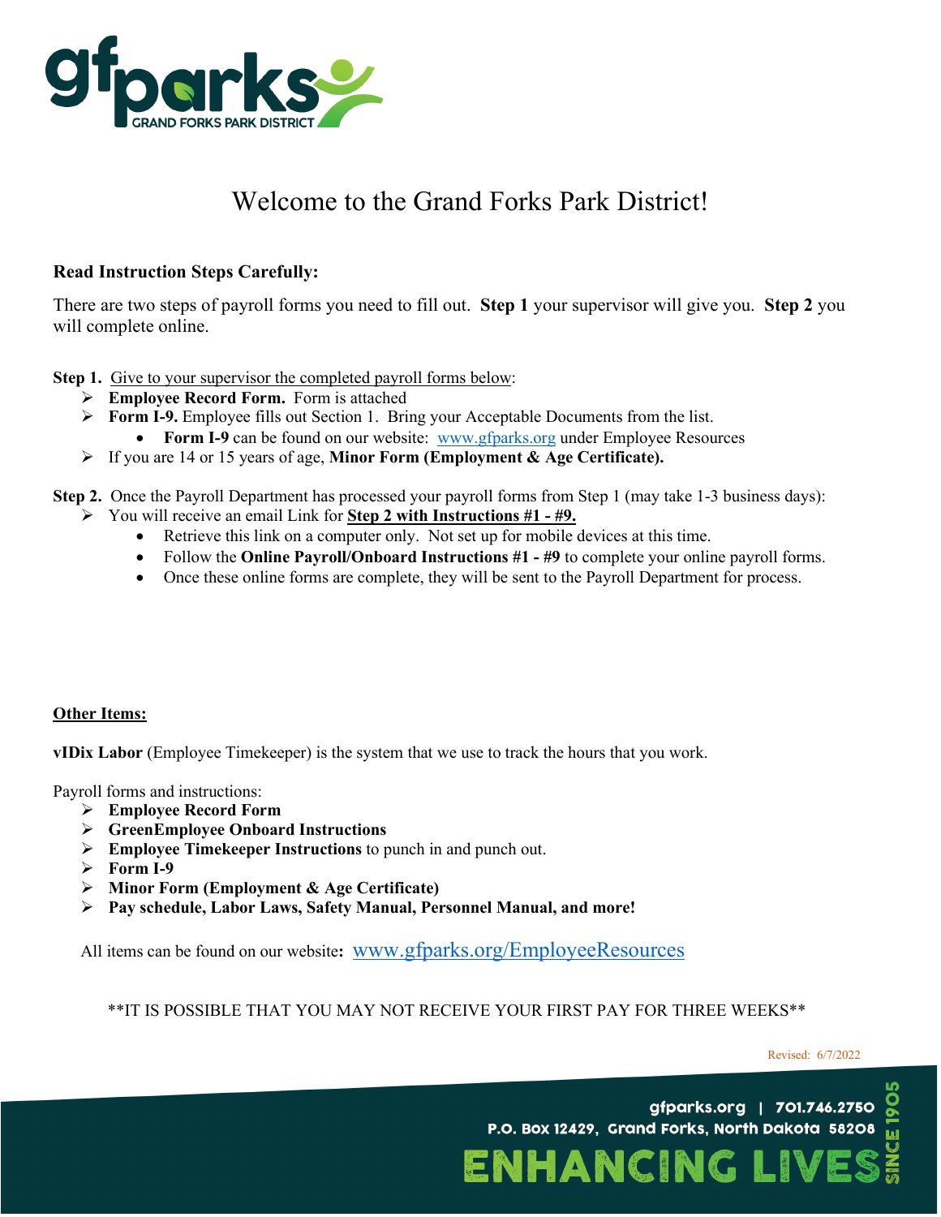# Welcome to the Grand Forks Park District!

**Read Instruction Steps Carefully:**

There are two steps of payroll forms you need to fill out. **Step 1** your supervisor will give you. **Step 2** you will complete online.

**Step 1.** Give to your supervisor the completed payroll forms below:

- **Employee Record Form.** Form is attached
- **Form I-9.** Employee fills out Section 1. Bring your Acceptable Documents from the list.
  - **Form I-9** can be found on our website: www.gfparks.org under Employee Resources
- If you are 14 or 15 years of age, **Minor Form (Employment & Age Certificate).**

**Step 2.** Once the Payroll Department has processed your payroll forms from Step 1 (may take 1-3 business days):

- You will receive an email Link for **Step 2 with Instructions #1 - #9.**
  - Retrieve this link on a computer only. Not set up for mobile devices at this time.
  - Follow the **Online Payroll/Onboard Instructions #1 - #9** to complete your online payroll forms.
  - Once these online forms are complete, they will be sent to the Payroll Department for process.

**Other Items:**

**vIDix Labor** (Employee Timekeeper) is the system that we use to track the hours that you work.

Payroll forms and instructions:

- **Employee Record Form**
- **GreenEmployee Onboard Instructions**
- **Employee Timekeeper Instructions** to punch in and punch out.
- **Form I-9**
- **Minor Form (Employment & Age Certificate)**
- **Pay schedule, Labor Laws, Safety Manual, Personnel Manual, and more!**

All items can be found on our website**:** www.gfparks.org/EmployeeResources

\*\*IT IS POSSIBLE THAT YOU MAY NOT RECEIVE YOUR FIRST PAY FOR THREE WEEKS\*\*

Revised: 6/7/2022

gfparks.org | 701.746.2750
P.O. Box 12429, Grand Forks, North Dakota 58208
ENHANCING LIVES SINCE 1905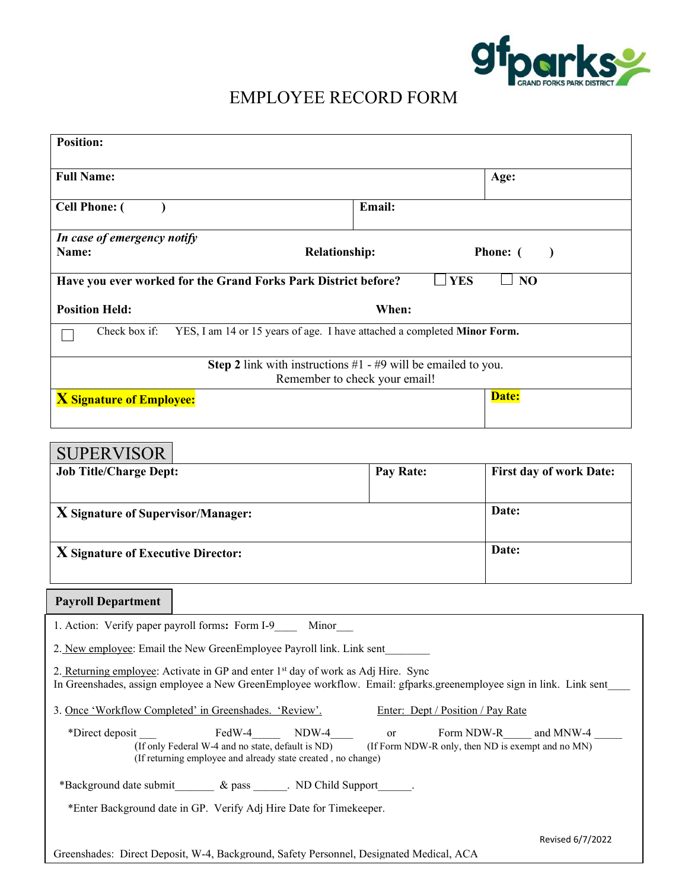gfparks GRAND FORKS PARK DISTRICT

# EMPLOYEE RECORD FORM

| | | |
|---|---|---|
| **Position:** | | |
| **Full Name:** | | **Age:** |
| **Cell Phone: (        )** | **Email:** | |

***In case of emergency notify***
**Name:** **Relationship:** **Phone: (        )**

**Have you ever worked for the Grand Forks Park District before?** ☐ **YES** ☐ **NO**

**Position Held:** **When:**

☐ Check box if: YES, I am 14 or 15 years of age. I have attached a completed **Minor Form.**

**Step 2** link with instructions #1 - #9 will be emailed to you.
Remember to check your email!

| | |
|---|---|
| **X Signature of Employee:** | **Date:** |

## SUPERVISOR

| | | |
|---|---|---|
| **Job Title/Charge Dept:** | **Pay Rate:** | **First day of work Date:** |
| **X Signature of Supervisor/Manager:** | | **Date:** |
| **X Signature of Executive Director:** | | **Date:** |

## Payroll Department

1. Action: Verify paper payroll forms**:** Form I-9____ Minor___

2. New employee: Email the New GreenEmployee Payroll link. Link sent________

2. Returning employee: Activate in GP and enter 1st day of work as Adj Hire. Sync
In Greenshades, assign employee a New GreenEmployee workflow. Email: gfparks.greenemployee sign in link. Link sent____

3. Once 'Workflow Completed' in Greenshades. 'Review'. Enter: Dept / Position / Pay Rate

*Direct deposit ___ FedW-4_____ NDW-4____ or Form NDW-R_____ and MNW-4 _____
(If only Federal W-4 and no state, default is ND) (If Form NDW-R only, then ND is exempt and no MN)
(If returning employee and already state created , no change)

*Background date submit_______ & pass ______. ND Child Support______.

*Enter Background date in GP. Verify Adj Hire Date for Timekeeper.

Revised 6/7/2022

Greenshades: Direct Deposit, W-4, Background, Safety Personnel, Designated Medical, ACA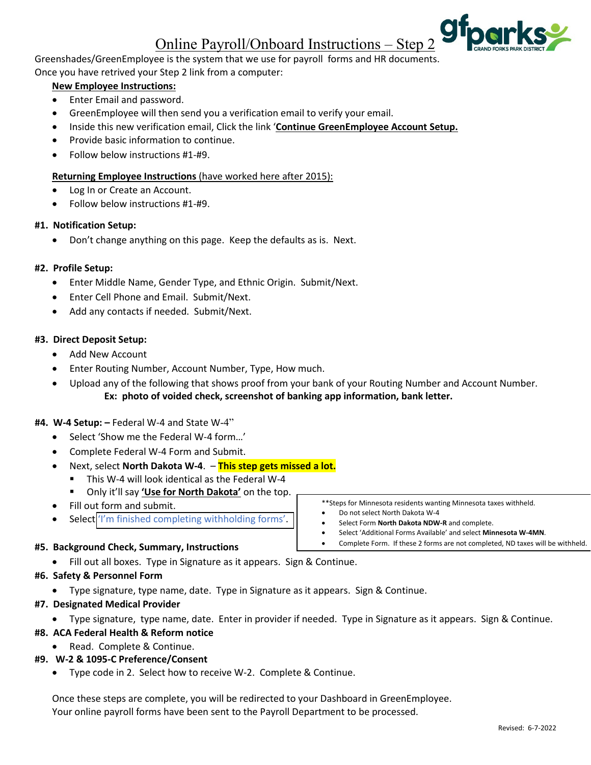# Online Payroll/Onboard Instructions – Step 2

Greenshades/GreenEmployee is the system that we use for payroll forms and HR documents.
Once you have retrived your Step 2 link from a computer:

**New Employee Instructions:**

- Enter Email and password.
- GreenEmployee will then send you a verification email to verify your email.
- Inside this new verification email, Click the link '**Continue GreenEmployee Account Setup.**
- Provide basic information to continue.
- Follow below instructions #1-#9.

**Returning Employee Instructions** (have worked here after 2015):

- Log In or Create an Account.
- Follow below instructions #1-#9.

**#1. Notification Setup:**

- Don't change anything on this page. Keep the defaults as is. Next.

**#2. Profile Setup:**

- Enter Middle Name, Gender Type, and Ethnic Origin. Submit/Next.
- Enter Cell Phone and Email. Submit/Next.
- Add any contacts if needed. Submit/Next.

**#3. Direct Deposit Setup:**

- Add New Account
- Enter Routing Number, Account Number, Type, How much.
- Upload any of the following that shows proof from your bank of your Routing Number and Account Number.
  **Ex: photo of voided check, screenshot of banking app information, bank letter.**

**#4. W-4 Setup: –** Federal W-4 and State W-4"

- Select 'Show me the Federal W-4 form…'
- Complete Federal W-4 Form and Submit.
- Next, select **North Dakota W-4**. – **This step gets missed a lot.**
  - This W-4 will look identical as the Federal W-4
  - Only it'll say **'Use for North Dakota'** on the top.
- Fill out form and submit.
- Select 'I'm finished completing withholding forms'.

**Steps for Minnesota residents wanting Minnesota taxes withheld.

- Do not select North Dakota W-4
- Select Form **North Dakota NDW-R** and complete.
- Select 'Additional Forms Available' and select **Minnesota W-4MN**.
- Complete Form. If these 2 forms are not completed, ND taxes will be withheld.

**#5. Background Check, Summary, Instructions**

- Fill out all boxes. Type in Signature as it appears. Sign & Continue.

**#6. Safety & Personnel Form**

- Type signature, type name, date. Type in Signature as it appears. Sign & Continue.

**#7. Designated Medical Provider**

- Type signature, type name, date. Enter in provider if needed. Type in Signature as it appears. Sign & Continue.

**#8. ACA Federal Health & Reform notice**

- Read. Complete & Continue.

**#9. W-2 & 1095-C Preference/Consent**

- Type code in 2. Select how to receive W-2. Complete & Continue.

Once these steps are complete, you will be redirected to your Dashboard in GreenEmployee.
Your online payroll forms have been sent to the Payroll Department to be processed.

Revised: 6-7-2022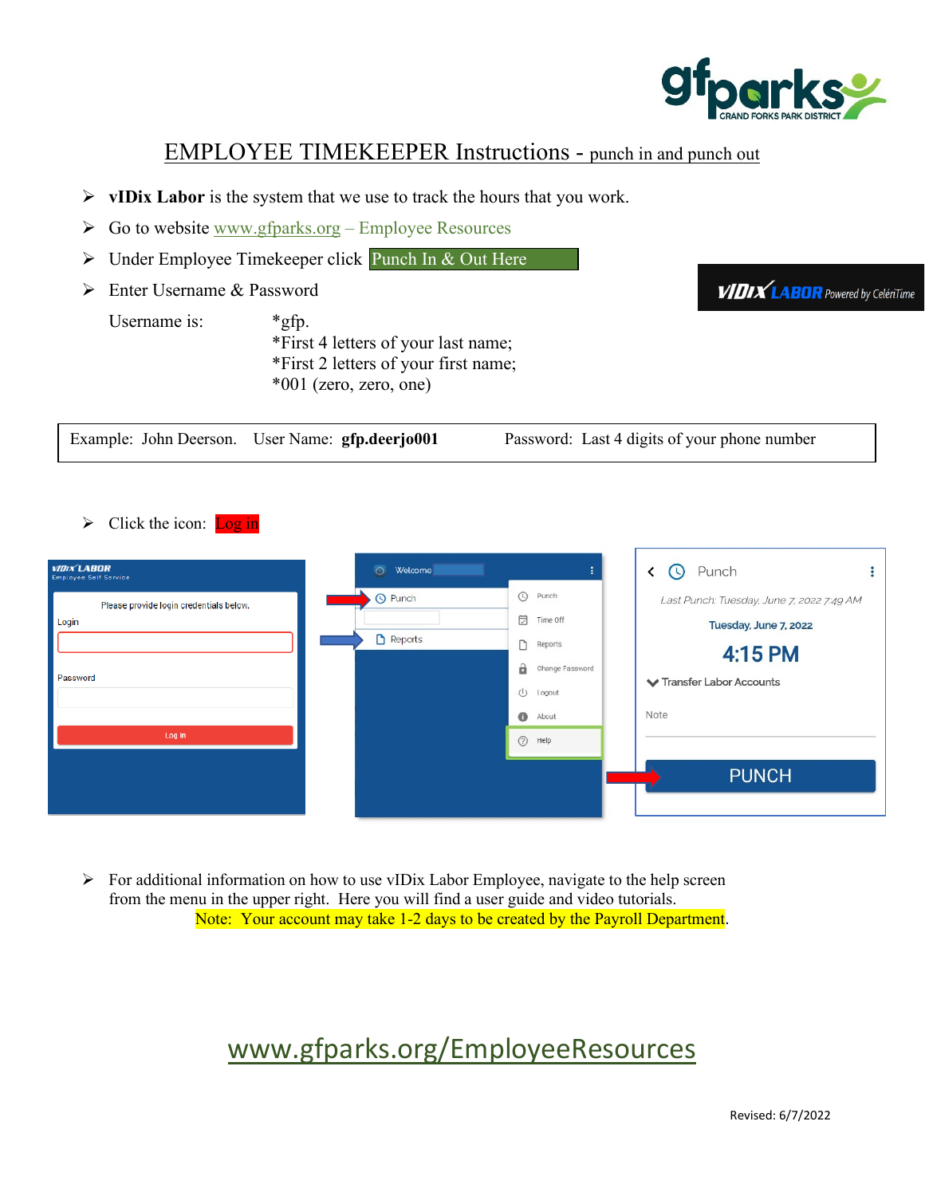# EMPLOYEE TIMEKEEPER Instructions - punch in and punch out

- **vIDix Labor** is the system that we use to track the hours that you work.
- Go to website www.gfparks.org – Employee Resources
- Under Employee Timekeeper click Punch In & Out Here
- Enter Username & Password

Username is:
*gfp.
*First 4 letters of your last name;
*First 2 letters of your first name;
*001 (zero, zero, one)

| | | |
|---|---|---|
| Example: John Deerson. | User Name: **gfp.deerjo001** | Password: Last 4 digits of your phone number |

- Click the icon: Log in

- For additional information on how to use vIDix Labor Employee, navigate to the help screen from the menu in the upper right. Here you will find a user guide and video tutorials.

Note: Your account may take 1-2 days to be created by the Payroll Department.

www.gfparks.org/EmployeeResources

Revised: 6/7/2022